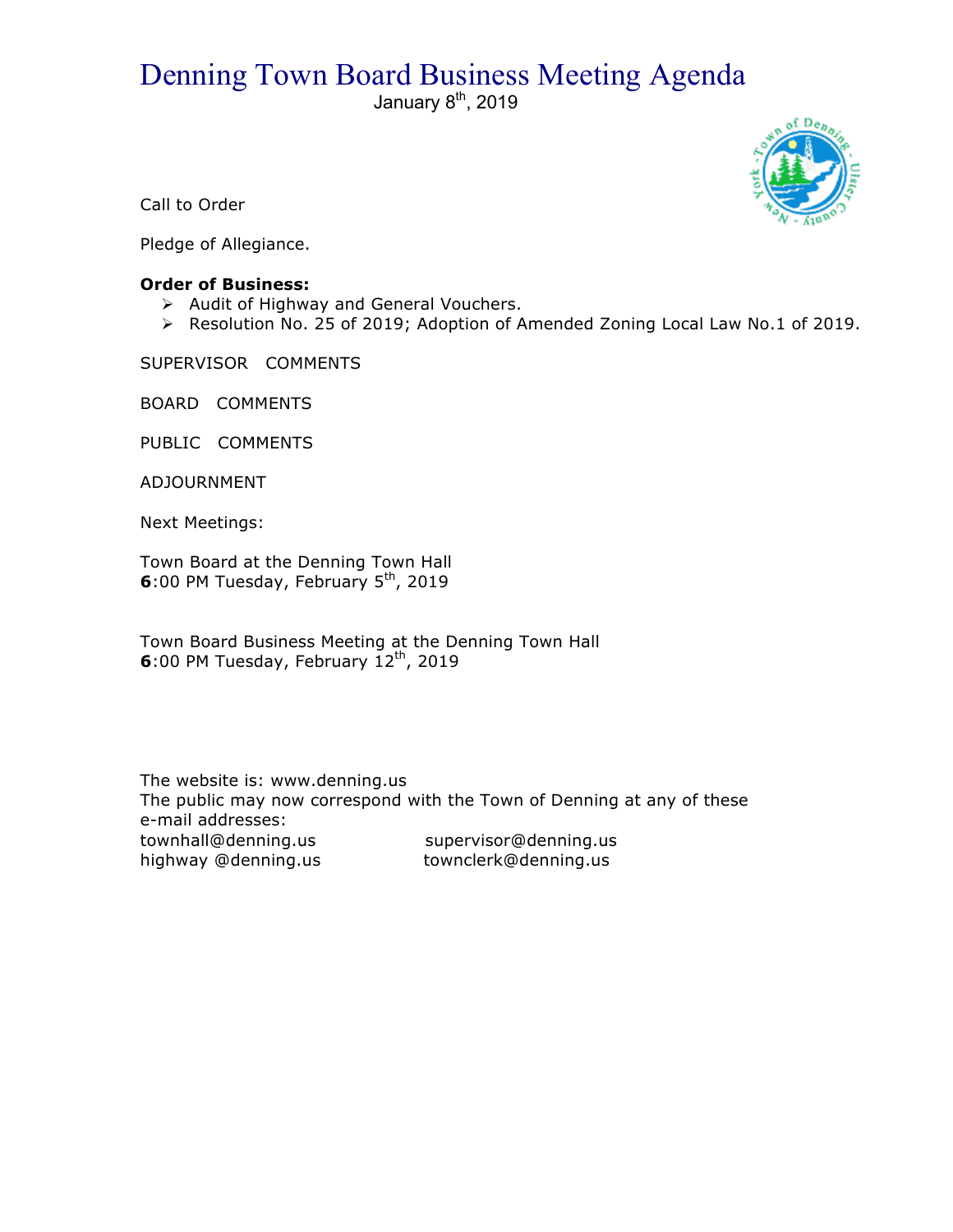# Denning Town Board Business Meeting Agenda

January 8th, 2019

Call to Order

Pledge of Allegiance.

**Order of Business:**

- Audit of Highway and General Vouchers.
- Resolution No. 25 of 2019; Adoption of Amended Zoning Local Law No.1 of 2019.

SUPERVISOR COMMENTS

BOARD COMMENTS

PUBLIC COMMENTS

ADJOURNMENT

Next Meetings:

Town Board at the Denning Town Hall
**6**:00 PM Tuesday, February 5th, 2019

Town Board Business Meeting at the Denning Town Hall
**6**:00 PM Tuesday, February 12th, 2019

The website is: www.denning.us
The public may now correspond with the Town of Denning at any of these e-mail addresses:

townhall@denning.us　　supervisor@denning.us
highway @denning.us　　townclerk@denning.us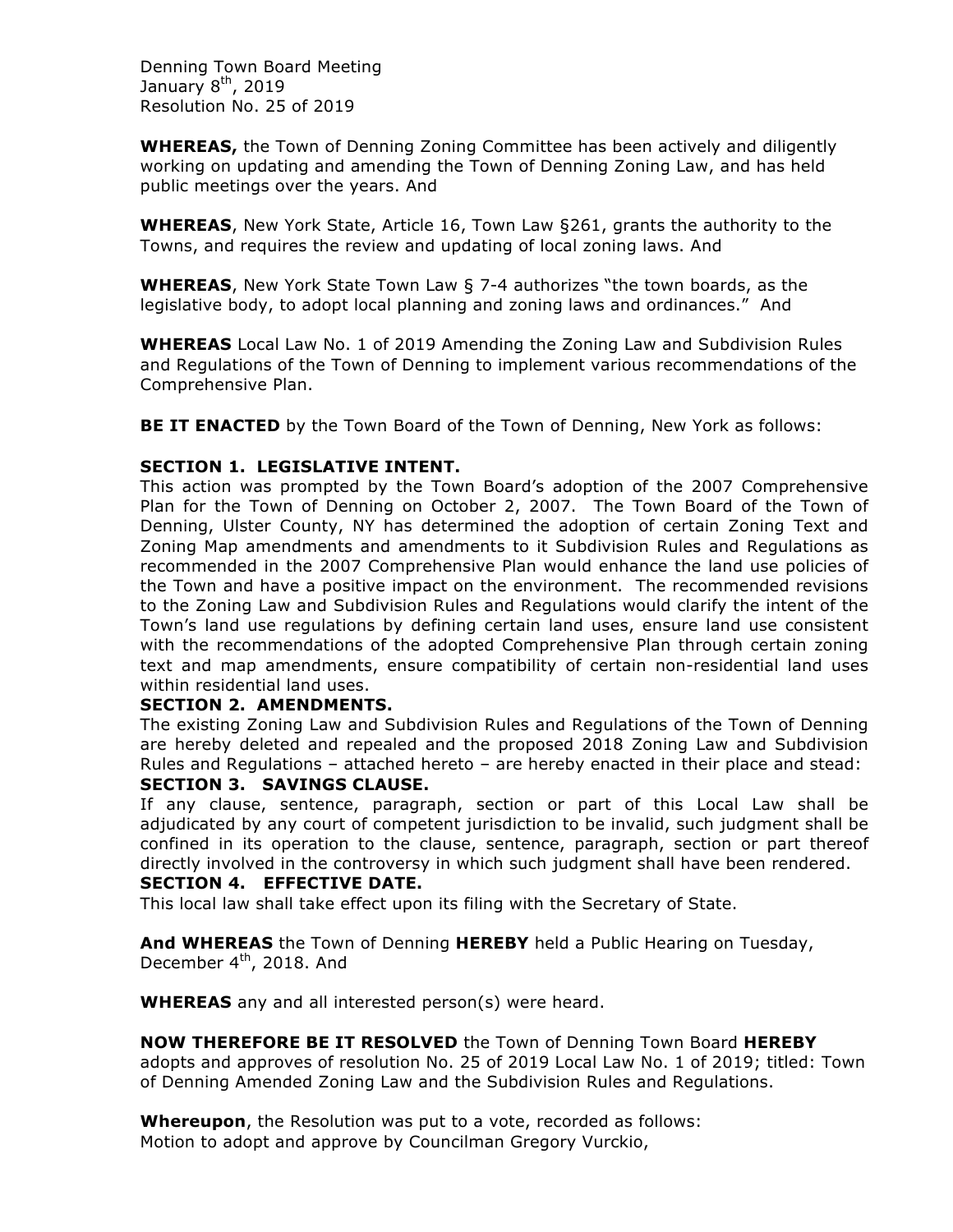Denning Town Board Meeting
January 8th, 2019
Resolution No. 25 of 2019

**WHEREAS,** the Town of Denning Zoning Committee has been actively and diligently working on updating and amending the Town of Denning Zoning Law, and has held public meetings over the years. And

**WHEREAS**, New York State, Article 16, Town Law §261, grants the authority to the Towns, and requires the review and updating of local zoning laws. And

**WHEREAS**, New York State Town Law § 7-4 authorizes "the town boards, as the legislative body, to adopt local planning and zoning laws and ordinances." And

**WHEREAS** Local Law No. 1 of 2019 Amending the Zoning Law and Subdivision Rules and Regulations of the Town of Denning to implement various recommendations of the Comprehensive Plan.

**BE IT ENACTED** by the Town Board of the Town of Denning, New York as follows:

**SECTION 1. LEGISLATIVE INTENT.**
This action was prompted by the Town Board's adoption of the 2007 Comprehensive Plan for the Town of Denning on October 2, 2007. The Town Board of the Town of Denning, Ulster County, NY has determined the adoption of certain Zoning Text and Zoning Map amendments and amendments to it Subdivision Rules and Regulations as recommended in the 2007 Comprehensive Plan would enhance the land use policies of the Town and have a positive impact on the environment. The recommended revisions to the Zoning Law and Subdivision Rules and Regulations would clarify the intent of the Town's land use regulations by defining certain land uses, ensure land use consistent with the recommendations of the adopted Comprehensive Plan through certain zoning text and map amendments, ensure compatibility of certain non-residential land uses within residential land uses.

**SECTION 2. AMENDMENTS.**
The existing Zoning Law and Subdivision Rules and Regulations of the Town of Denning are hereby deleted and repealed and the proposed 2018 Zoning Law and Subdivision Rules and Regulations – attached hereto – are hereby enacted in their place and stead:

**SECTION 3. SAVINGS CLAUSE.**
If any clause, sentence, paragraph, section or part of this Local Law shall be adjudicated by any court of competent jurisdiction to be invalid, such judgment shall be confined in its operation to the clause, sentence, paragraph, section or part thereof directly involved in the controversy in which such judgment shall have been rendered.

**SECTION 4. EFFECTIVE DATE.**
This local law shall take effect upon its filing with the Secretary of State.

**And WHEREAS** the Town of Denning **HEREBY** held a Public Hearing on Tuesday, December 4th, 2018. And

**WHEREAS** any and all interested person(s) were heard.

**NOW THEREFORE BE IT RESOLVED** the Town of Denning Town Board **HEREBY** adopts and approves of resolution No. 25 of 2019 Local Law No. 1 of 2019; titled: Town of Denning Amended Zoning Law and the Subdivision Rules and Regulations.

**Whereupon**, the Resolution was put to a vote, recorded as follows:
Motion to adopt and approve by Councilman Gregory Vurckio,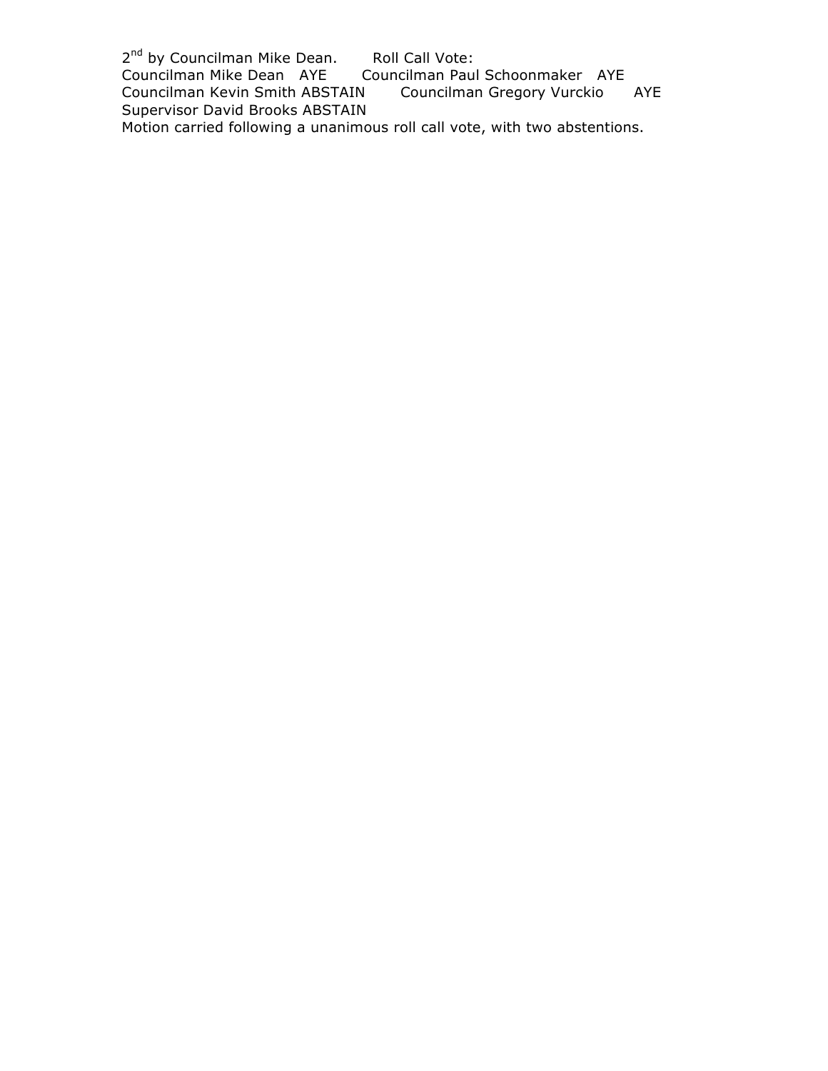2nd by Councilman Mike Dean. Roll Call Vote:
Councilman Mike Dean AYE Councilman Paul Schoonmaker AYE
Councilman Kevin Smith ABSTAIN Councilman Gregory Vurckio AYE
Supervisor David Brooks ABSTAIN
Motion carried following a unanimous roll call vote, with two abstentions.